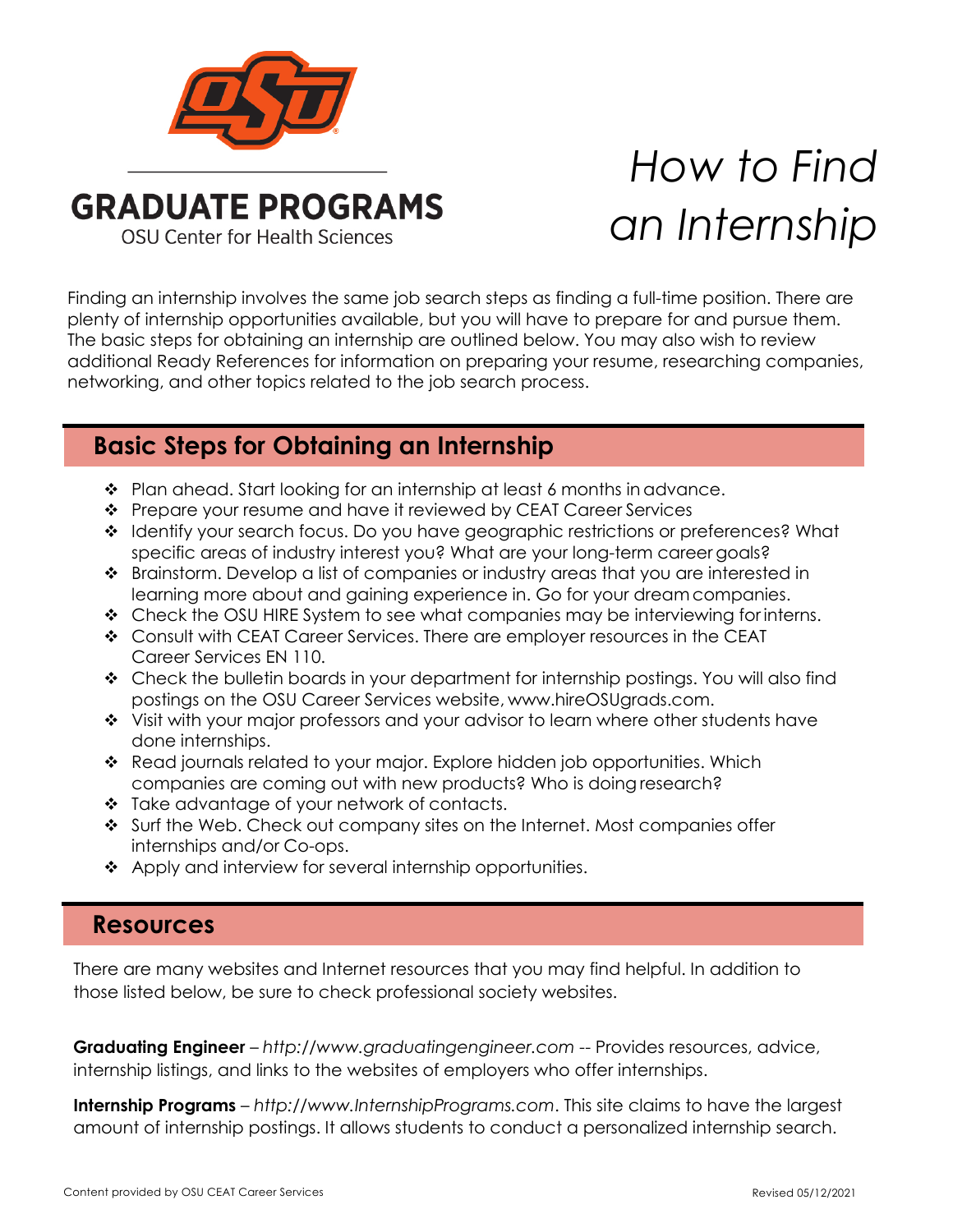GRADUATE PROGRAMS

OSU Center for Health Sciences

# *How to Find an Internship*

Finding an internship involves the same job search steps as finding a full-time position. There are plenty of internship opportunities available, but you will have to prepare for and pursue them. The basic steps for obtaining an internship are outlined below. You may also wish to review additional Ready References for information on preparing your resume, researching companies, networking, and other topics related to the job search process.

## Basic Steps for Obtaining an Internship

- Plan ahead. Start looking for an internship at least 6 months in advance.
- Prepare your resume and have it reviewed by CEAT Career Services
- Identify your search focus. Do you have geographic restrictions or preferences? What specific areas of industry interest you? What are your long-term career goals?
- Brainstorm. Develop a list of companies or industry areas that you are interested in learning more about and gaining experience in. Go for your dream companies.
- Check the OSU HIRE System to see what companies may be interviewing for interns.
- Consult with CEAT Career Services. There are employer resources in the CEAT Career Services EN 110.
- Check the bulletin boards in your department for internship postings. You will also find postings on the OSU Career Services website, www.hireOSUgrads.com.
- Visit with your major professors and your advisor to learn where other students have done internships.
- Read journals related to your major. Explore hidden job opportunities. Which companies are coming out with new products? Who is doing research?
- Take advantage of your network of contacts.
- Surf the Web. Check out company sites on the Internet. Most companies offer internships and/or Co-ops.
- Apply and interview for several internship opportunities.

## Resources

There are many websites and Internet resources that you may find helpful. In addition to those listed below, be sure to check professional society websites.

**Graduating Engineer** – *http://www.graduatingengineer.com* -- Provides resources, advice, internship listings, and links to the websites of employers who offer internships.

**Internship Programs** – *http://www.InternshipPrograms.com*. This site claims to have the largest amount of internship postings. It allows students to conduct a personalized internship search.

Content provided by OSU CEAT Career Services

Revised 05/12/2021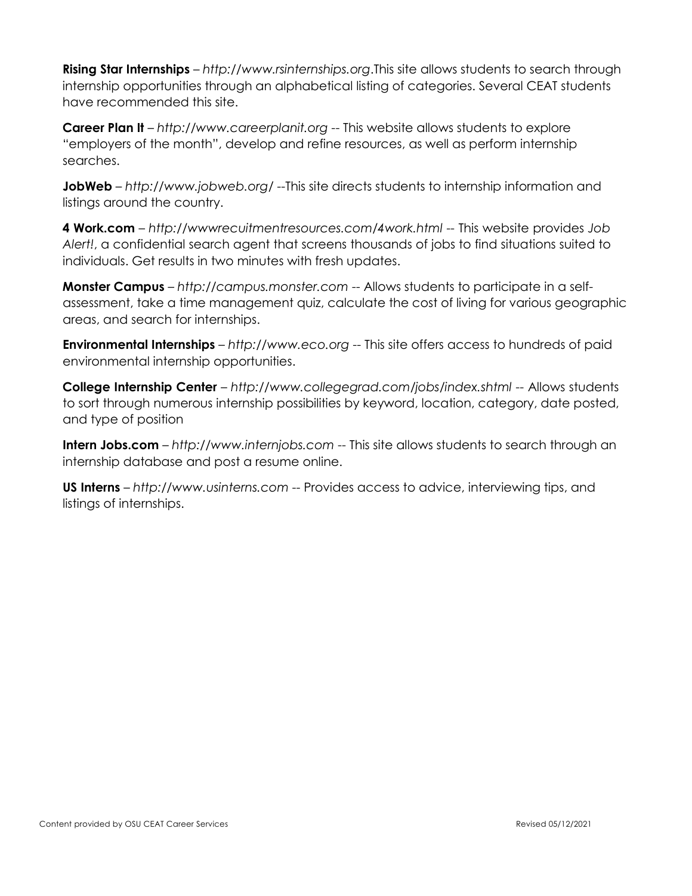**Rising Star Internships** – *http://www.rsinternships.org*.This site allows students to search through internship opportunities through an alphabetical listing of categories. Several CEAT students have recommended this site.

**Career Plan It** – *http://www.careerplanit.org* -- This website allows students to explore "employers of the month", develop and refine resources, as well as perform internship searches.

**JobWeb** – *http://www.jobweb.org/* --This site directs students to internship information and listings around the country.

**4 Work.com** – *http://wwwrecuitmentresources.com/4work.html* -- This website provides *Job Alert!*, a confidential search agent that screens thousands of jobs to find situations suited to individuals. Get results in two minutes with fresh updates.

**Monster Campus** – *http://campus.monster.com* -- Allows students to participate in a self-assessment, take a time management quiz, calculate the cost of living for various geographic areas, and search for internships.

**Environmental Internships** – *http://www.eco.org* -- This site offers access to hundreds of paid environmental internship opportunities.

**College Internship Center** – *http://www.collegegrad.com/jobs/index.shtml* -- Allows students to sort through numerous internship possibilities by keyword, location, category, date posted, and type of position

**Intern Jobs.com** – *http://www.internjobs.com* -- This site allows students to search through an internship database and post a resume online.

**US Interns** – *http://www.usinterns.com* -- Provides access to advice, interviewing tips, and listings of internships.